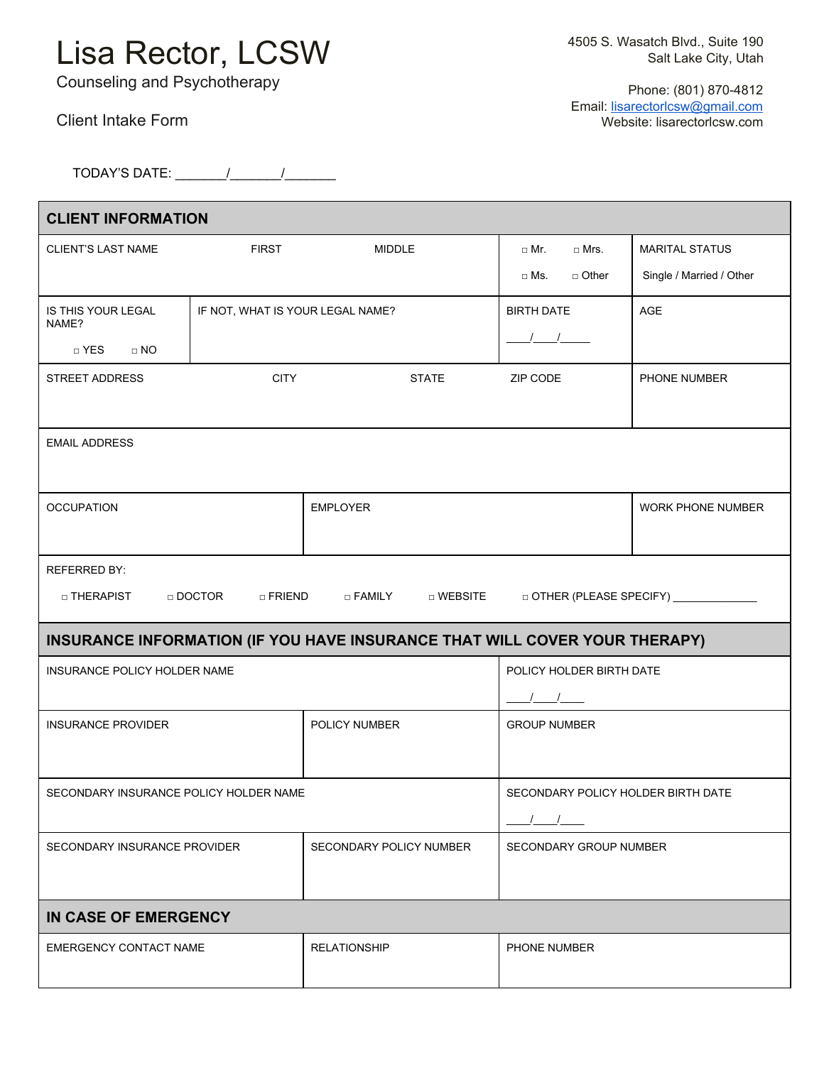# Lisa Rector, LCSW

Counseling and Psychotherapy

Client Intake Form

4505 S. Wasatch Blvd., Suite 190
Salt Lake City, Utah

Phone: (801) 870-4812
Email: lisarectorlcsw@gmail.com
Website: lisarectorlcsw.com

TODAY'S DATE: _______/_______/_______

## CLIENT INFORMATION

| CLIENT'S LAST NAME | FIRST | MIDDLE | □ Mr. □ Mrs. □ Ms. □ Other | MARITAL STATUS Single / Married / Other |
|---|---|---|---|---|
| IS THIS YOUR LEGAL NAME? □ YES □ NO | IF NOT, WHAT IS YOUR LEGAL NAME? | | BIRTH DATE ____/____/_____ | AGE |
| STREET ADDRESS | CITY | STATE | ZIP CODE | PHONE NUMBER |
| EMAIL ADDRESS | | | | |
| OCCUPATION | EMPLOYER | | | WORK PHONE NUMBER |

REFERRED BY:

□ THERAPIST □ DOCTOR □ FRIEND □ FAMILY □ WEBSITE □ OTHER (PLEASE SPECIFY) ______________

## INSURANCE INFORMATION (IF YOU HAVE INSURANCE THAT WILL COVER YOUR THERAPY)

| INSURANCE POLICY HOLDER NAME | | POLICY HOLDER BIRTH DATE ____/____/____ |
|---|---|---|
| INSURANCE PROVIDER | POLICY NUMBER | GROUP NUMBER |
| SECONDARY INSURANCE POLICY HOLDER NAME | | SECONDARY POLICY HOLDER BIRTH DATE ____/____/____ |
| SECONDARY INSURANCE PROVIDER | SECONDARY POLICY NUMBER | SECONDARY GROUP NUMBER |

## IN CASE OF EMERGENCY

| EMERGENCY CONTACT NAME | RELATIONSHIP | PHONE NUMBER |
|---|---|---|
| | | |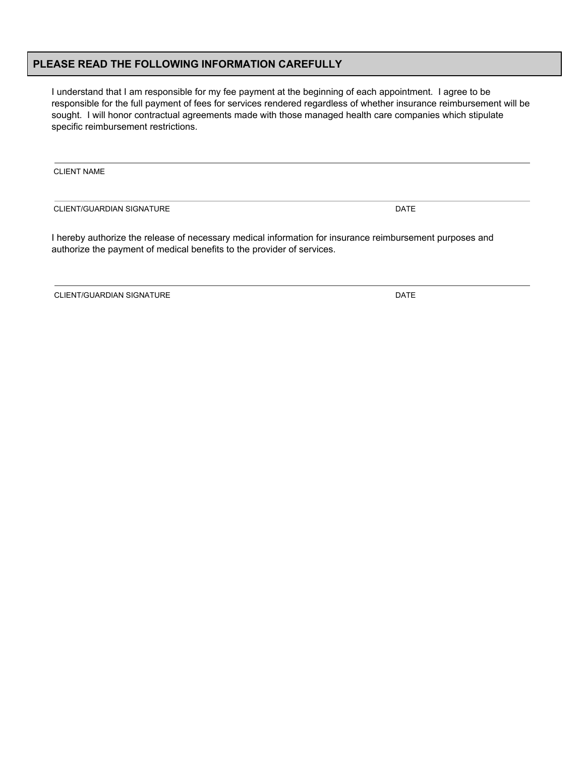## PLEASE READ THE FOLLOWING INFORMATION CAREFULLY

I understand that I am responsible for my fee payment at the beginning of each appointment. I agree to be responsible for the full payment of fees for services rendered regardless of whether insurance reimbursement will be sought. I will honor contractual agreements made with those managed health care companies which stipulate specific reimbursement restrictions.

\_\_\_\_\_\_\_\_\_\_\_\_\_\_\_\_\_\_\_\_\_\_\_\_\_\_\_\_\_\_\_\_\_\_\_\_\_\_\_\_\_\_\_\_\_\_\_\_\_\_\_\_\_\_\_\_\_\_\_\_

CLIENT NAME

\_\_\_\_\_\_\_\_\_\_\_\_\_\_\_\_\_\_\_\_\_\_\_\_\_\_\_\_\_\_\_\_\_\_\_\_\_\_\_\_\_\_\_\_\_\_\_\_\_\_\_\_\_\_\_\_\_\_\_\_

CLIENT/GUARDIAN SIGNATURE DATE

I hereby authorize the release of necessary medical information for insurance reimbursement purposes and authorize the payment of medical benefits to the provider of services.

\_\_\_\_\_\_\_\_\_\_\_\_\_\_\_\_\_\_\_\_\_\_\_\_\_\_\_\_\_\_\_\_\_\_\_\_\_\_\_\_\_\_\_\_\_\_\_\_\_\_\_\_\_\_\_\_\_\_\_\_

CLIENT/GUARDIAN SIGNATURE DATE